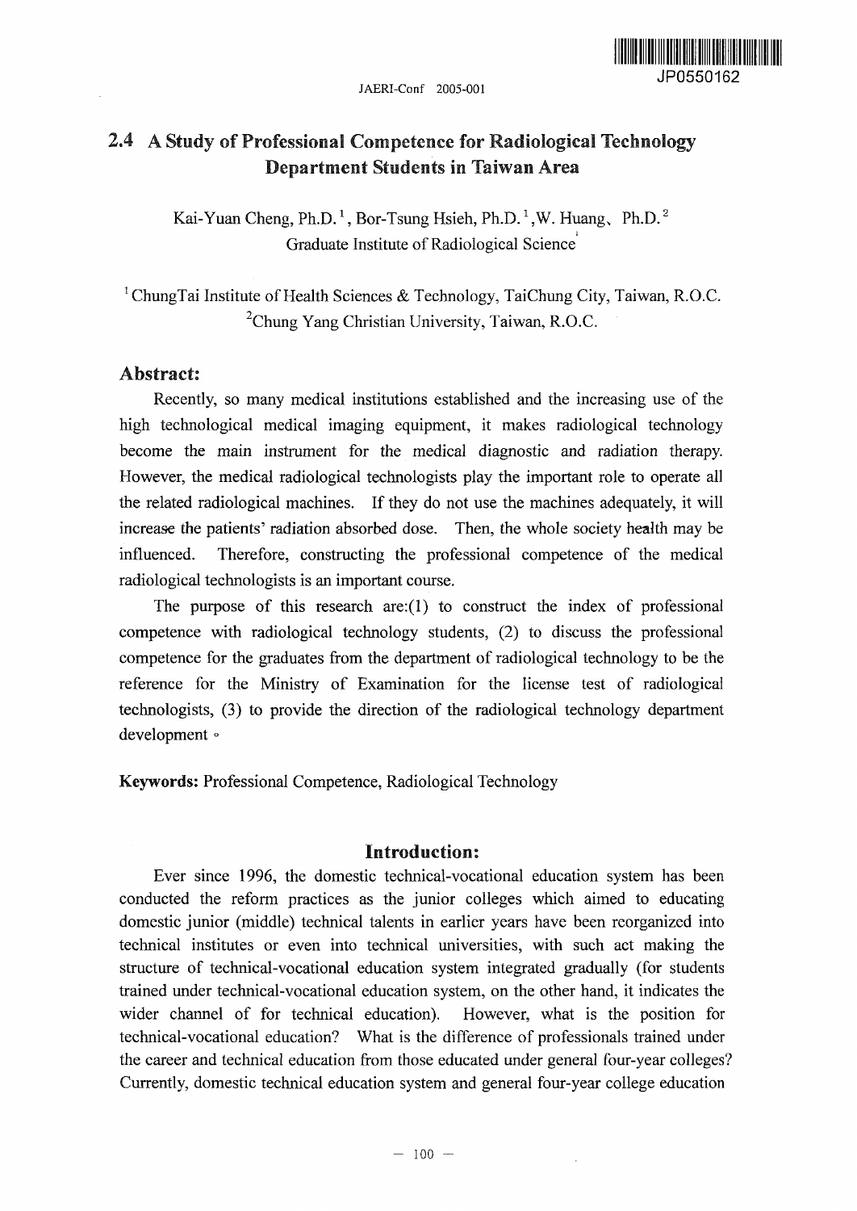# 2.4 A Study of Professional Competence for Radiological Technology Department Students in Taiwan Area

Kai-Yuan Cheng, Ph.D.[1], Bor-Tsung Hsieh, Ph.D.[1], W. Huang、Ph.D.[2]
Graduate Institute of Radiological Science

[1] ChungTai Institute of Health Sciences & Technology, TaiChung City, Taiwan, R.O.C.
[2] Chung Yang Christian University, Taiwan, R.O.C.

## Abstract:

Recently, so many medical institutions established and the increasing use of the high technological medical imaging equipment, it makes radiological technology become the main instrument for the medical diagnostic and radiation therapy. However, the medical radiological technologists play the important role to operate all the related radiological machines. If they do not use the machines adequately, it will increase the patients' radiation absorbed dose. Then, the whole society health may be influenced. Therefore, constructing the professional competence of the medical radiological technologists is an important course.

The purpose of this research are:(1) to construct the index of professional competence with radiological technology students, (2) to discuss the professional competence for the graduates from the department of radiological technology to be the reference for the Ministry of Examination for the license test of radiological technologists, (3) to provide the direction of the radiological technology department development。

**Keywords:** Professional Competence, Radiological Technology

## Introduction:

Ever since 1996, the domestic technical-vocational education system has been conducted the reform practices as the junior colleges which aimed to educating domestic junior (middle) technical talents in earlier years have been reorganized into technical institutes or even into technical universities, with such act making the structure of technical-vocational education system integrated gradually (for students trained under technical-vocational education system, on the other hand, it indicates the wider channel of for technical education). However, what is the position for technical-vocational education? What is the difference of professionals trained under the career and technical education from those educated under general four-year colleges? Currently, domestic technical education system and general four-year college education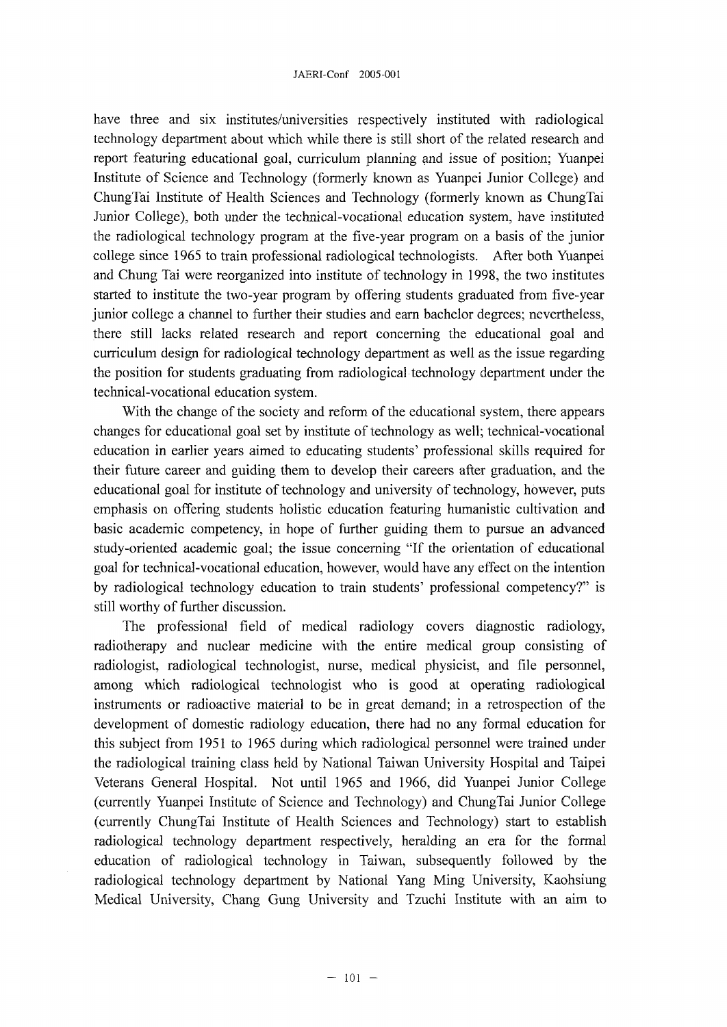have three and six institutes/universities respectively instituted with radiological technology department about which while there is still short of the related research and report featuring educational goal, curriculum planning and issue of position; Yuanpei Institute of Science and Technology (formerly known as Yuanpei Junior College) and ChungTai Institute of Health Sciences and Technology (formerly known as ChungTai Junior College), both under the technical-vocational education system, have instituted the radiological technology program at the five-year program on a basis of the junior college since 1965 to train professional radiological technologists. After both Yuanpei and Chung Tai were reorganized into institute of technology in 1998, the two institutes started to institute the two-year program by offering students graduated from five-year junior college a channel to further their studies and earn bachelor degrees; nevertheless, there still lacks related research and report concerning the educational goal and curriculum design for radiological technology department as well as the issue regarding the position for students graduating from radiological technology department under the technical-vocational education system.

With the change of the society and reform of the educational system, there appears changes for educational goal set by institute of technology as well; technical-vocational education in earlier years aimed to educating students' professional skills required for their future career and guiding them to develop their careers after graduation, and the educational goal for institute of technology and university of technology, however, puts emphasis on offering students holistic education featuring humanistic cultivation and basic academic competency, in hope of further guiding them to pursue an advanced study-oriented academic goal; the issue concerning "If the orientation of educational goal for technical-vocational education, however, would have any effect on the intention by radiological technology education to train students' professional competency?" is still worthy of further discussion.

The professional field of medical radiology covers diagnostic radiology, radiotherapy and nuclear medicine with the entire medical group consisting of radiologist, radiological technologist, nurse, medical physicist, and file personnel, among which radiological technologist who is good at operating radiological instruments or radioactive material to be in great demand; in a retrospection of the development of domestic radiology education, there had no any formal education for this subject from 1951 to 1965 during which radiological personnel were trained under the radiological training class held by National Taiwan University Hospital and Taipei Veterans General Hospital. Not until 1965 and 1966, did Yuanpei Junior College (currently Yuanpei Institute of Science and Technology) and ChungTai Junior College (currently ChungTai Institute of Health Sciences and Technology) start to establish radiological technology department respectively, heralding an era for the formal education of radiological technology in Taiwan, subsequently followed by the radiological technology department by National Yang Ming University, Kaohsiung Medical University, Chang Gung University and Tzuchi Institute with an aim to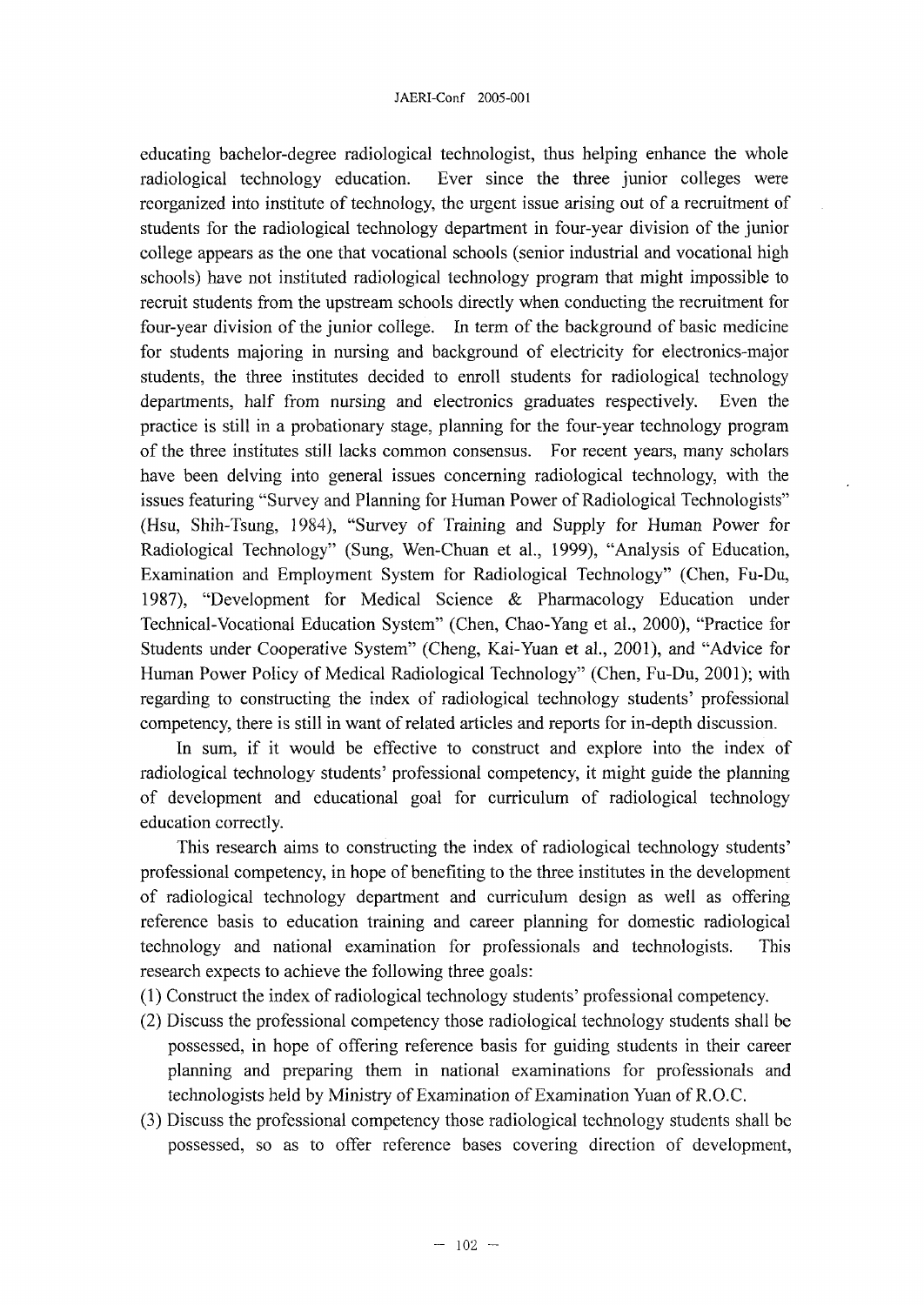educating bachelor-degree radiological technologist, thus helping enhance the whole radiological technology education. Ever since the three junior colleges were reorganized into institute of technology, the urgent issue arising out of a recruitment of students for the radiological technology department in four-year division of the junior college appears as the one that vocational schools (senior industrial and vocational high schools) have not instituted radiological technology program that might impossible to recruit students from the upstream schools directly when conducting the recruitment for four-year division of the junior college. In term of the background of basic medicine for students majoring in nursing and background of electricity for electronics-major students, the three institutes decided to enroll students for radiological technology departments, half from nursing and electronics graduates respectively. Even the practice is still in a probationary stage, planning for the four-year technology program of the three institutes still lacks common consensus. For recent years, many scholars have been delving into general issues concerning radiological technology, with the issues featuring "Survey and Planning for Human Power of Radiological Technologists" (Hsu, Shih-Tsung, 1984), "Survey of Training and Supply for Human Power for Radiological Technology" (Sung, Wen-Chuan et al., 1999), "Analysis of Education, Examination and Employment System for Radiological Technology" (Chen, Fu-Du, 1987), "Development for Medical Science & Pharmacology Education under Technical-Vocational Education System" (Chen, Chao-Yang et al., 2000), "Practice for Students under Cooperative System" (Cheng, Kai-Yuan et al., 2001), and "Advice for Human Power Policy of Medical Radiological Technology" (Chen, Fu-Du, 2001); with regarding to constructing the index of radiological technology students' professional competency, there is still in want of related articles and reports for in-depth discussion.

In sum, if it would be effective to construct and explore into the index of radiological technology students' professional competency, it might guide the planning of development and educational goal for curriculum of radiological technology education correctly.

This research aims to constructing the index of radiological technology students' professional competency, in hope of benefiting to the three institutes in the development of radiological technology department and curriculum design as well as offering reference basis to education training and career planning for domestic radiological technology and national examination for professionals and technologists. This research expects to achieve the following three goals:

(1) Construct the index of radiological technology students' professional competency.
(2) Discuss the professional competency those radiological technology students shall be possessed, in hope of offering reference basis for guiding students in their career planning and preparing them in national examinations for professionals and technologists held by Ministry of Examination of Examination Yuan of R.O.C.
(3) Discuss the professional competency those radiological technology students shall be possessed, so as to offer reference bases covering direction of development,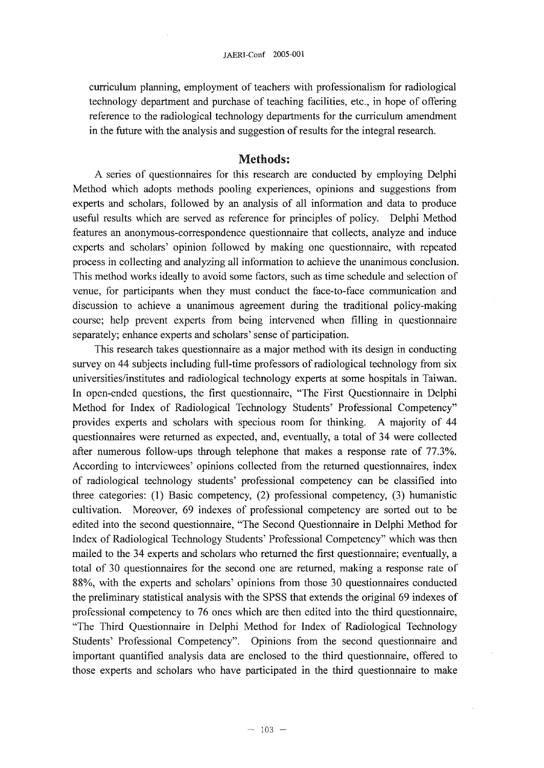curriculum planning, employment of teachers with professionalism for radiological technology department and purchase of teaching facilities, etc., in hope of offering reference to the radiological technology departments for the curriculum amendment in the future with the analysis and suggestion of results for the integral research.

## Methods:

A series of questionnaires for this research are conducted by employing Delphi Method which adopts methods pooling experiences, opinions and suggestions from experts and scholars, followed by an analysis of all information and data to produce useful results which are served as reference for principles of policy. Delphi Method features an anonymous-correspondence questionnaire that collects, analyze and induce experts and scholars' opinion followed by making one questionnaire, with repeated process in collecting and analyzing all information to achieve the unanimous conclusion. This method works ideally to avoid some factors, such as time schedule and selection of venue, for participants when they must conduct the face-to-face communication and discussion to achieve a unanimous agreement during the traditional policy-making course; help prevent experts from being intervened when filling in questionnaire separately; enhance experts and scholars' sense of participation.

This research takes questionnaire as a major method with its design in conducting survey on 44 subjects including full-time professors of radiological technology from six universities/institutes and radiological technology experts at some hospitals in Taiwan. In open-ended questions, the first questionnaire, "The First Questionnaire in Delphi Method for Index of Radiological Technology Students' Professional Competency" provides experts and scholars with specious room for thinking. A majority of 44 questionnaires were returned as expected, and, eventually, a total of 34 were collected after numerous follow-ups through telephone that makes a response rate of 77.3%. According to interviewees' opinions collected from the returned questionnaires, index of radiological technology students' professional competency can be classified into three categories: (1) Basic competency, (2) professional competency, (3) humanistic cultivation. Moreover, 69 indexes of professional competency are sorted out to be edited into the second questionnaire, "The Second Questionnaire in Delphi Method for Index of Radiological Technology Students' Professional Competency" which was then mailed to the 34 experts and scholars who returned the first questionnaire; eventually, a total of 30 questionnaires for the second one are returned, making a response rate of 88%, with the experts and scholars' opinions from those 30 questionnaires conducted the preliminary statistical analysis with the SPSS that extends the original 69 indexes of professional competency to 76 ones which are then edited into the third questionnaire, "The Third Questionnaire in Delphi Method for Index of Radiological Technology Students' Professional Competency". Opinions from the second questionnaire and important quantified analysis data are enclosed to the third questionnaire, offered to those experts and scholars who have participated in the third questionnaire to make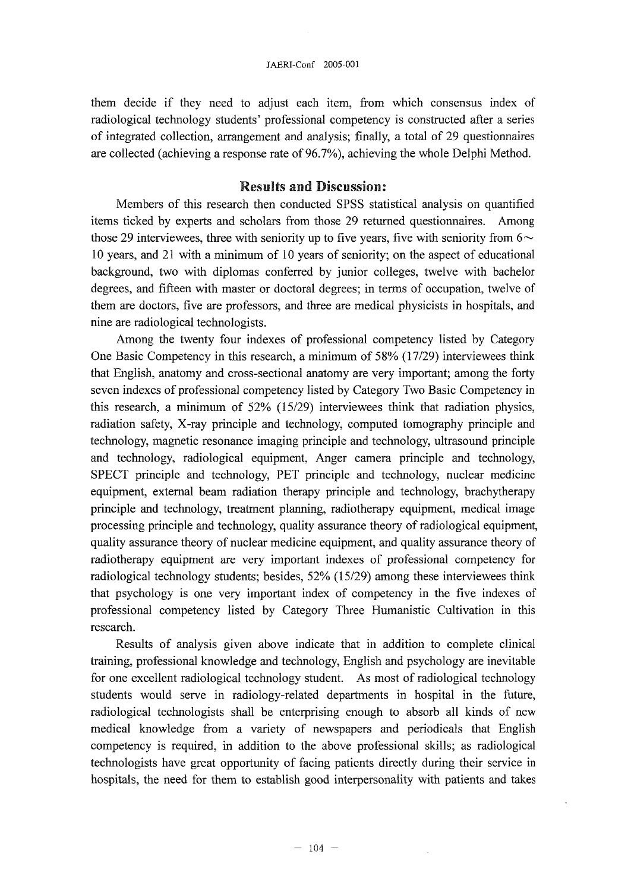them decide if they need to adjust each item, from which consensus index of radiological technology students' professional competency is constructed after a series of integrated collection, arrangement and analysis; finally, a total of 29 questionnaires are collected (achieving a response rate of 96.7%), achieving the whole Delphi Method.

## Results and Discussion:

Members of this research then conducted SPSS statistical analysis on quantified items ticked by experts and scholars from those 29 returned questionnaires. Among those 29 interviewees, three with seniority up to five years, five with seniority from 6～10 years, and 21 with a minimum of 10 years of seniority; on the aspect of educational background, two with diplomas conferred by junior colleges, twelve with bachelor degrees, and fifteen with master or doctoral degrees; in terms of occupation, twelve of them are doctors, five are professors, and three are medical physicists in hospitals, and nine are radiological technologists.

Among the twenty four indexes of professional competency listed by Category One Basic Competency in this research, a minimum of 58% (17/29) interviewees think that English, anatomy and cross-sectional anatomy are very important; among the forty seven indexes of professional competency listed by Category Two Basic Competency in this research, a minimum of 52% (15/29) interviewees think that radiation physics, radiation safety, X-ray principle and technology, computed tomography principle and technology, magnetic resonance imaging principle and technology, ultrasound principle and technology, radiological equipment, Anger camera principle and technology, SPECT principle and technology, PET principle and technology, nuclear medicine equipment, external beam radiation therapy principle and technology, brachytherapy principle and technology, treatment planning, radiotherapy equipment, medical image processing principle and technology, quality assurance theory of radiological equipment, quality assurance theory of nuclear medicine equipment, and quality assurance theory of radiotherapy equipment are very important indexes of professional competency for radiological technology students; besides, 52% (15/29) among these interviewees think that psychology is one very important index of competency in the five indexes of professional competency listed by Category Three Humanistic Cultivation in this research.

Results of analysis given above indicate that in addition to complete clinical training, professional knowledge and technology, English and psychology are inevitable for one excellent radiological technology student. As most of radiological technology students would serve in radiology-related departments in hospital in the future, radiological technologists shall be enterprising enough to absorb all kinds of new medical knowledge from a variety of newspapers and periodicals that English competency is required, in addition to the above professional skills; as radiological technologists have great opportunity of facing patients directly during their service in hospitals, the need for them to establish good interpersonality with patients and takes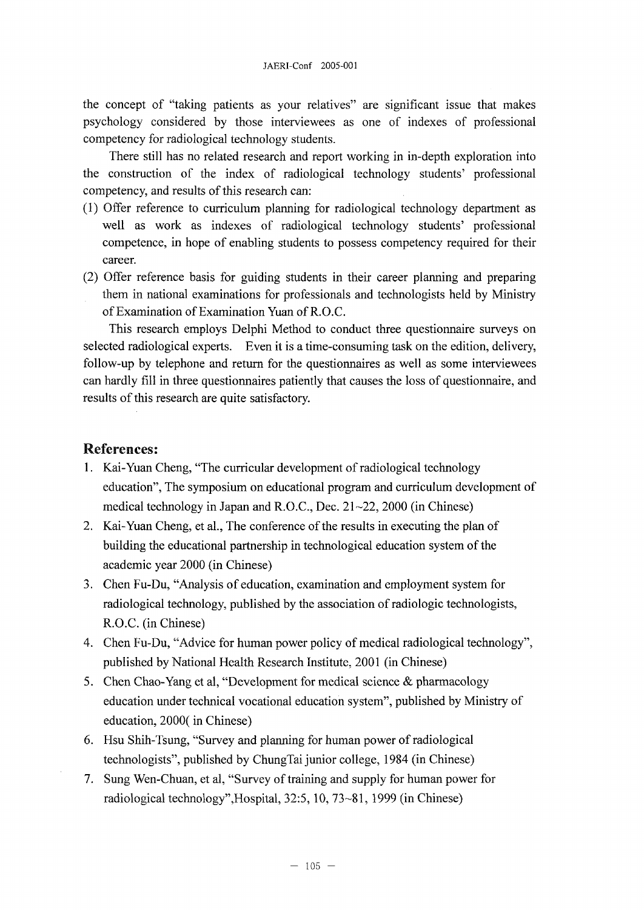the concept of "taking patients as your relatives" are significant issue that makes psychology considered by those interviewees as one of indexes of professional competency for radiological technology students.

There still has no related research and report working in in-depth exploration into the construction of the index of radiological technology students' professional competency, and results of this research can:

(1) Offer reference to curriculum planning for radiological technology department as well as work as indexes of radiological technology students' professional competence, in hope of enabling students to possess competency required for their career.
(2) Offer reference basis for guiding students in their career planning and preparing them in national examinations for professionals and technologists held by Ministry of Examination of Examination Yuan of R.O.C.

This research employs Delphi Method to conduct three questionnaire surveys on selected radiological experts. Even it is a time-consuming task on the edition, delivery, follow-up by telephone and return for the questionnaires as well as some interviewees can hardly fill in three questionnaires patiently that causes the loss of questionnaire, and results of this research are quite satisfactory.

## References:

1. Kai-Yuan Cheng, "The curricular development of radiological technology education", The symposium on educational program and curriculum development of medical technology in Japan and R.O.C., Dec. 21~22, 2000 (in Chinese)
2. Kai-Yuan Cheng, et al., The conference of the results in executing the plan of building the educational partnership in technological education system of the academic year 2000 (in Chinese)
3. Chen Fu-Du, "Analysis of education, examination and employment system for radiological technology, published by the association of radiologic technologists, R.O.C. (in Chinese)
4. Chen Fu-Du, "Advice for human power policy of medical radiological technology", published by National Health Research Institute, 2001 (in Chinese)
5. Chen Chao-Yang et al, "Development for medical science & pharmacology education under technical vocational education system", published by Ministry of education, 2000( in Chinese)
6. Hsu Shih-Tsung, "Survey and planning for human power of radiological technologists", published by ChungTai junior college, 1984 (in Chinese)
7. Sung Wen-Chuan, et al, "Survey of training and supply for human power for radiological technology",Hospital, 32:5, 10, 73~81, 1999 (in Chinese)